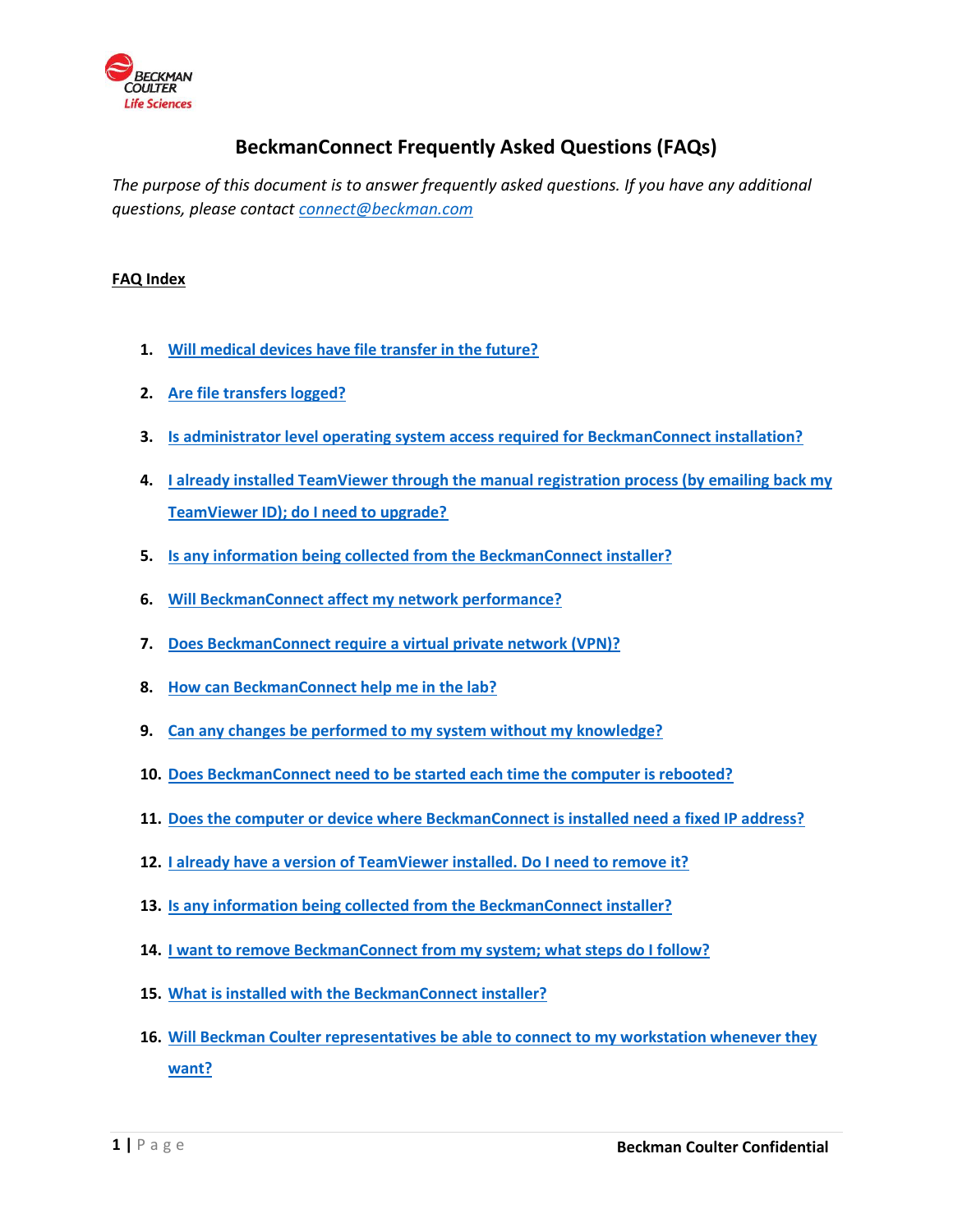# BeckmanConnect Frequently Asked Questions (FAQs)

*The purpose of this document is to answer frequently asked questions. If you have any additional questions, please contact connect@beckman.com*

**FAQ Index**

1. Will medical devices have file transfer in the future?
2. Are file transfers logged?
3. Is administrator level operating system access required for BeckmanConnect installation?
4. I already installed TeamViewer through the manual registration process (by emailing back my TeamViewer ID); do I need to upgrade?
5. Is any information being collected from the BeckmanConnect installer?
6. Will BeckmanConnect affect my network performance?
7. Does BeckmanConnect require a virtual private network (VPN)?
8. How can BeckmanConnect help me in the lab?
9. Can any changes be performed to my system without my knowledge?
10. Does BeckmanConnect need to be started each time the computer is rebooted?
11. Does the computer or device where BeckmanConnect is installed need a fixed IP address?
12. I already have a version of TeamViewer installed. Do I need to remove it?
13. Is any information being collected from the BeckmanConnect installer?
14. I want to remove BeckmanConnect from my system; what steps do I follow?
15. What is installed with the BeckmanConnect installer?
16. Will Beckman Coulter representatives be able to connect to my workstation whenever they want?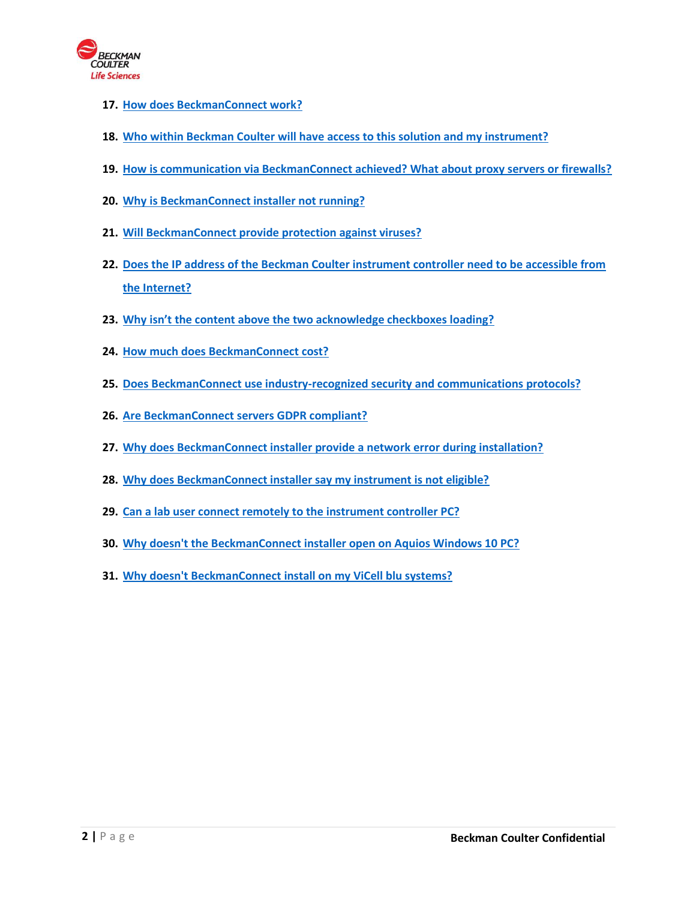17. How does BeckmanConnect work?

18. Who within Beckman Coulter will have access to this solution and my instrument?

19. How is communication via BeckmanConnect achieved? What about proxy servers or firewalls?

20. Why is BeckmanConnect installer not running?

21. Will BeckmanConnect provide protection against viruses?

22. Does the IP address of the Beckman Coulter instrument controller need to be accessible from the Internet?

23. Why isn't the content above the two acknowledge checkboxes loading?

24. How much does BeckmanConnect cost?

25. Does BeckmanConnect use industry-recognized security and communications protocols?

26. Are BeckmanConnect servers GDPR compliant?

27. Why does BeckmanConnect installer provide a network error during installation?

28. Why does BeckmanConnect installer say my instrument is not eligible?

29. Can a lab user connect remotely to the instrument controller PC?

30. Why doesn't the BeckmanConnect installer open on Aquios Windows 10 PC?

31. Why doesn't BeckmanConnect install on my ViCell blu systems?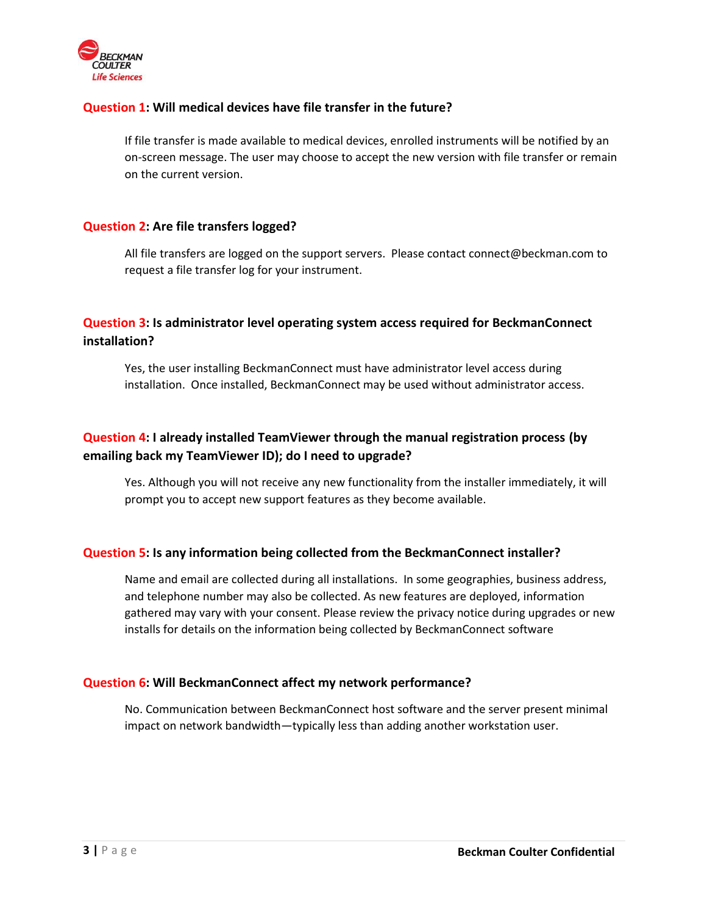**Question 1: Will medical devices have file transfer in the future?**

If file transfer is made available to medical devices, enrolled instruments will be notified by an on-screen message. The user may choose to accept the new version with file transfer or remain on the current version.

**Question 2: Are file transfers logged?**

All file transfers are logged on the support servers. Please contact connect@beckman.com to request a file transfer log for your instrument.

**Question 3: Is administrator level operating system access required for BeckmanConnect installation?**

Yes, the user installing BeckmanConnect must have administrator level access during installation. Once installed, BeckmanConnect may be used without administrator access.

**Question 4: I already installed TeamViewer through the manual registration process (by emailing back my TeamViewer ID); do I need to upgrade?**

Yes. Although you will not receive any new functionality from the installer immediately, it will prompt you to accept new support features as they become available.

**Question 5: Is any information being collected from the BeckmanConnect installer?**

Name and email are collected during all installations. In some geographies, business address, and telephone number may also be collected. As new features are deployed, information gathered may vary with your consent. Please review the privacy notice during upgrades or new installs for details on the information being collected by BeckmanConnect software

**Question 6: Will BeckmanConnect affect my network performance?**

No. Communication between BeckmanConnect host software and the server present minimal impact on network bandwidth—typically less than adding another workstation user.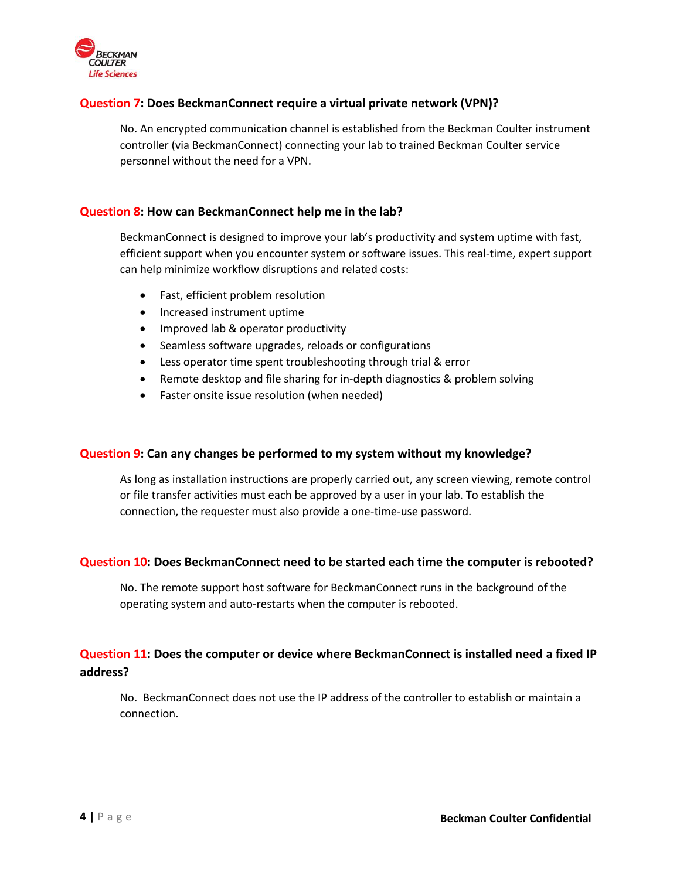### Question 7: Does BeckmanConnect require a virtual private network (VPN)?

No. An encrypted communication channel is established from the Beckman Coulter instrument controller (via BeckmanConnect) connecting your lab to trained Beckman Coulter service personnel without the need for a VPN.

### Question 8: How can BeckmanConnect help me in the lab?

BeckmanConnect is designed to improve your lab's productivity and system uptime with fast, efficient support when you encounter system or software issues. This real-time, expert support can help minimize workflow disruptions and related costs:

- Fast, efficient problem resolution
- Increased instrument uptime
- Improved lab & operator productivity
- Seamless software upgrades, reloads or configurations
- Less operator time spent troubleshooting through trial & error
- Remote desktop and file sharing for in-depth diagnostics & problem solving
- Faster onsite issue resolution (when needed)

### Question 9: Can any changes be performed to my system without my knowledge?

As long as installation instructions are properly carried out, any screen viewing, remote control or file transfer activities must each be approved by a user in your lab. To establish the connection, the requester must also provide a one-time-use password.

### Question 10: Does BeckmanConnect need to be started each time the computer is rebooted?

No. The remote support host software for BeckmanConnect runs in the background of the operating system and auto-restarts when the computer is rebooted.

### Question 11: Does the computer or device where BeckmanConnect is installed need a fixed IP address?

No. BeckmanConnect does not use the IP address of the controller to establish or maintain a connection.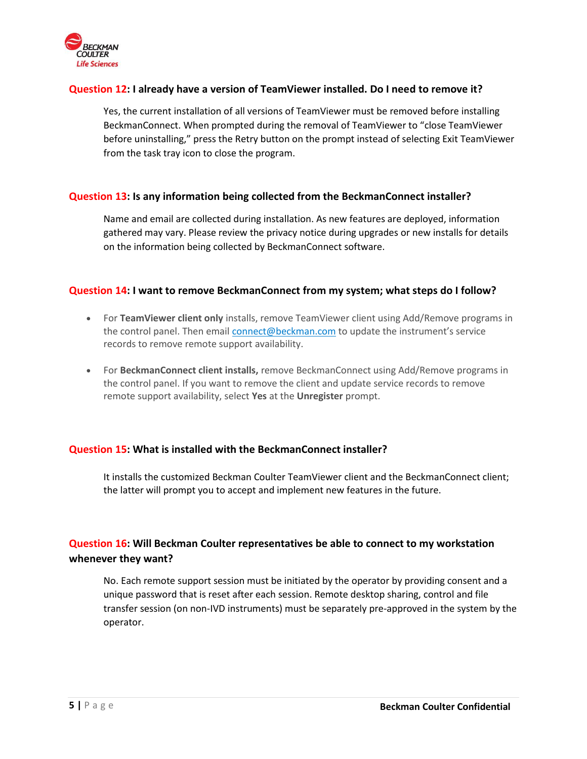**Question 12: I already have a version of TeamViewer installed. Do I need to remove it?**

Yes, the current installation of all versions of TeamViewer must be removed before installing BeckmanConnect. When prompted during the removal of TeamViewer to "close TeamViewer before uninstalling," press the Retry button on the prompt instead of selecting Exit TeamViewer from the task tray icon to close the program.

**Question 13: Is any information being collected from the BeckmanConnect installer?**

Name and email are collected during installation. As new features are deployed, information gathered may vary. Please review the privacy notice during upgrades or new installs for details on the information being collected by BeckmanConnect software.

**Question 14: I want to remove BeckmanConnect from my system; what steps do I follow?**

- For **TeamViewer client only** installs, remove TeamViewer client using Add/Remove programs in the control panel. Then email connect@beckman.com to update the instrument's service records to remove remote support availability.
- For **BeckmanConnect client installs,** remove BeckmanConnect using Add/Remove programs in the control panel. If you want to remove the client and update service records to remove remote support availability, select **Yes** at the **Unregister** prompt.

**Question 15: What is installed with the BeckmanConnect installer?**

It installs the customized Beckman Coulter TeamViewer client and the BeckmanConnect client; the latter will prompt you to accept and implement new features in the future.

**Question 16: Will Beckman Coulter representatives be able to connect to my workstation whenever they want?**

No. Each remote support session must be initiated by the operator by providing consent and a unique password that is reset after each session. Remote desktop sharing, control and file transfer session (on non-IVD instruments) must be separately pre-approved in the system by the operator.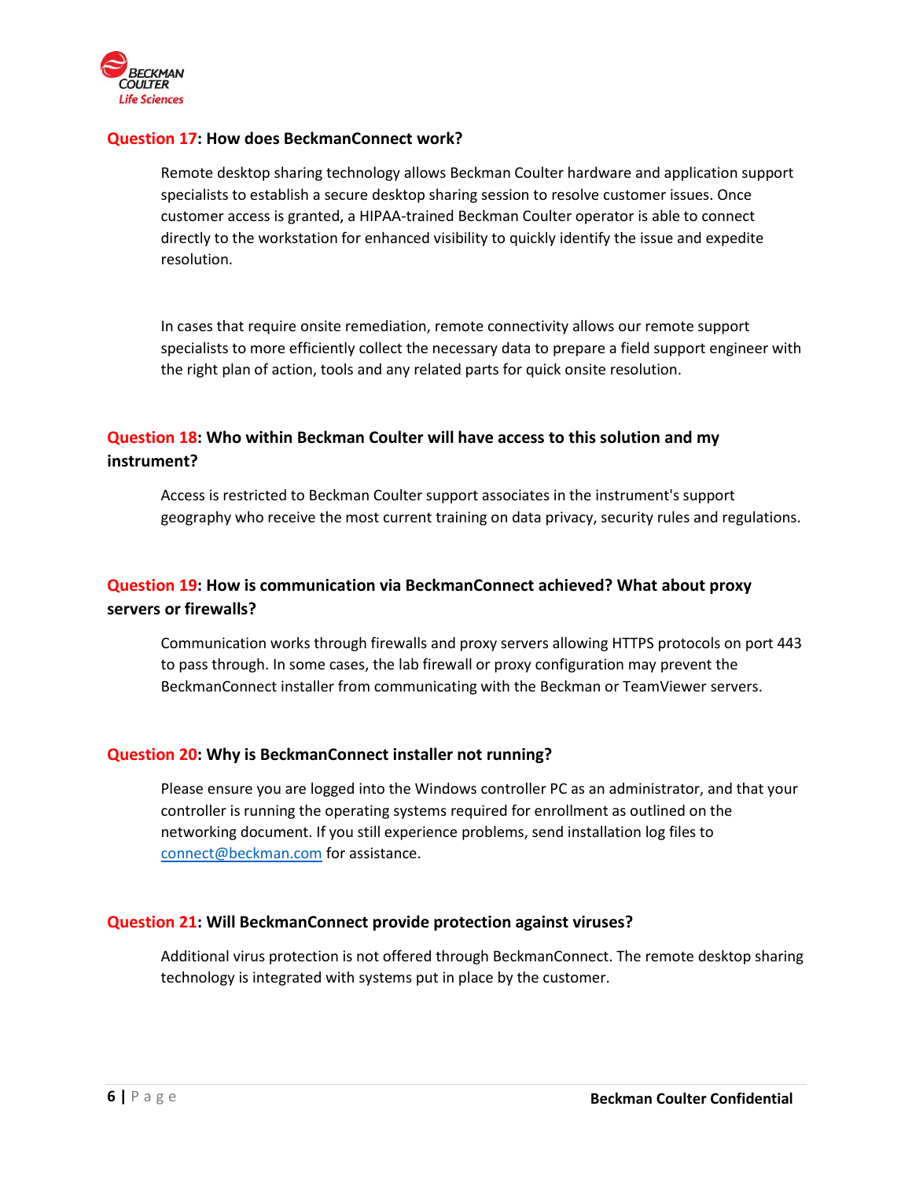### **Question 17: How does BeckmanConnect work?**

Remote desktop sharing technology allows Beckman Coulter hardware and application support specialists to establish a secure desktop sharing session to resolve customer issues. Once customer access is granted, a HIPAA-trained Beckman Coulter operator is able to connect directly to the workstation for enhanced visibility to quickly identify the issue and expedite resolution.

In cases that require onsite remediation, remote connectivity allows our remote support specialists to more efficiently collect the necessary data to prepare a field support engineer with the right plan of action, tools and any related parts for quick onsite resolution.

### **Question 18: Who within Beckman Coulter will have access to this solution and my instrument?**

Access is restricted to Beckman Coulter support associates in the instrument's support geography who receive the most current training on data privacy, security rules and regulations.

### **Question 19: How is communication via BeckmanConnect achieved? What about proxy servers or firewalls?**

Communication works through firewalls and proxy servers allowing HTTPS protocols on port 443 to pass through. In some cases, the lab firewall or proxy configuration may prevent the BeckmanConnect installer from communicating with the Beckman or TeamViewer servers.

### **Question 20: Why is BeckmanConnect installer not running?**

Please ensure you are logged into the Windows controller PC as an administrator, and that your controller is running the operating systems required for enrollment as outlined on the networking document. If you still experience problems, send installation log files to connect@beckman.com for assistance.

### **Question 21: Will BeckmanConnect provide protection against viruses?**

Additional virus protection is not offered through BeckmanConnect. The remote desktop sharing technology is integrated with systems put in place by the customer.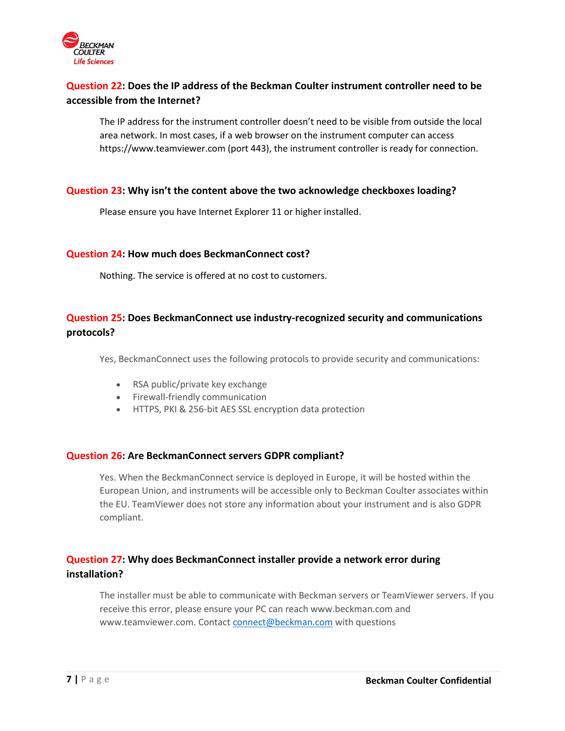**Question 22: Does the IP address of the Beckman Coulter instrument controller need to be accessible from the Internet?**

The IP address for the instrument controller doesn't need to be visible from outside the local area network. In most cases, if a web browser on the instrument computer can access https://www.teamviewer.com (port 443), the instrument controller is ready for connection.

**Question 23: Why isn't the content above the two acknowledge checkboxes loading?**

Please ensure you have Internet Explorer 11 or higher installed.

**Question 24: How much does BeckmanConnect cost?**

Nothing. The service is offered at no cost to customers.

**Question 25: Does BeckmanConnect use industry-recognized security and communications protocols?**

Yes, BeckmanConnect uses the following protocols to provide security and communications:

- RSA public/private key exchange
- Firewall-friendly communication
- HTTPS, PKI & 256-bit AES SSL encryption data protection

**Question 26: Are BeckmanConnect servers GDPR compliant?**

Yes. When the BeckmanConnect service is deployed in Europe, it will be hosted within the European Union, and instruments will be accessible only to Beckman Coulter associates within the EU. TeamViewer does not store any information about your instrument and is also GDPR compliant.

**Question 27: Why does BeckmanConnect installer provide a network error during installation?**

The installer must be able to communicate with Beckman servers or TeamViewer servers. If you receive this error, please ensure your PC can reach www.beckman.com and www.teamviewer.com. Contact connect@beckman.com with questions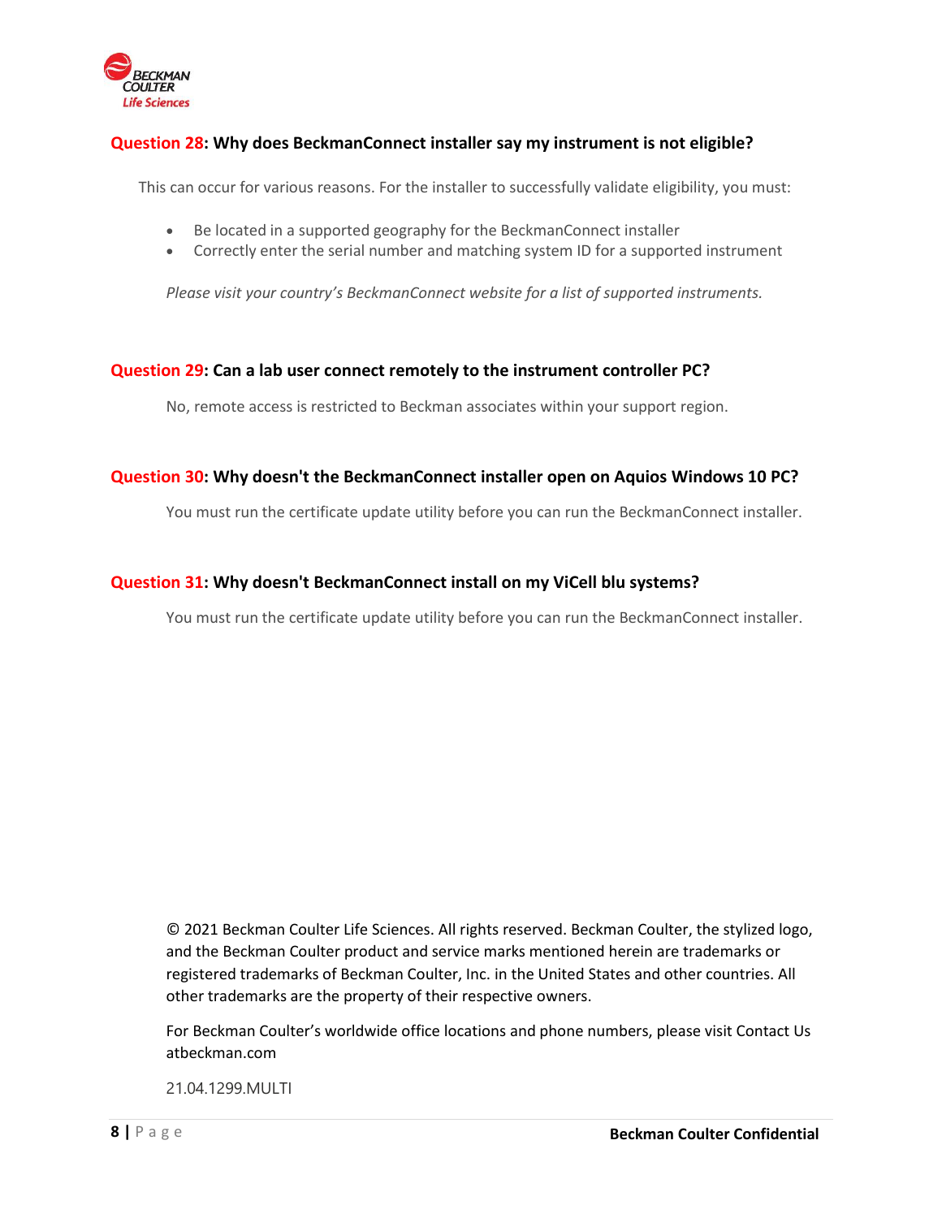### Question 28: Why does BeckmanConnect installer say my instrument is not eligible?

This can occur for various reasons. For the installer to successfully validate eligibility, you must:

- Be located in a supported geography for the BeckmanConnect installer
- Correctly enter the serial number and matching system ID for a supported instrument

*Please visit your country's BeckmanConnect website for a list of supported instruments.*

### Question 29: Can a lab user connect remotely to the instrument controller PC?

No, remote access is restricted to Beckman associates within your support region.

### Question 30: Why doesn't the BeckmanConnect installer open on Aquios Windows 10 PC?

You must run the certificate update utility before you can run the BeckmanConnect installer.

### Question 31: Why doesn't BeckmanConnect install on my ViCell blu systems?

You must run the certificate update utility before you can run the BeckmanConnect installer.

© 2021 Beckman Coulter Life Sciences. All rights reserved. Beckman Coulter, the stylized logo, and the Beckman Coulter product and service marks mentioned herein are trademarks or registered trademarks of Beckman Coulter, Inc. in the United States and other countries. All other trademarks are the property of their respective owners.

For Beckman Coulter's worldwide office locations and phone numbers, please visit Contact Us atbeckman.com

21.04.1299.MULTI